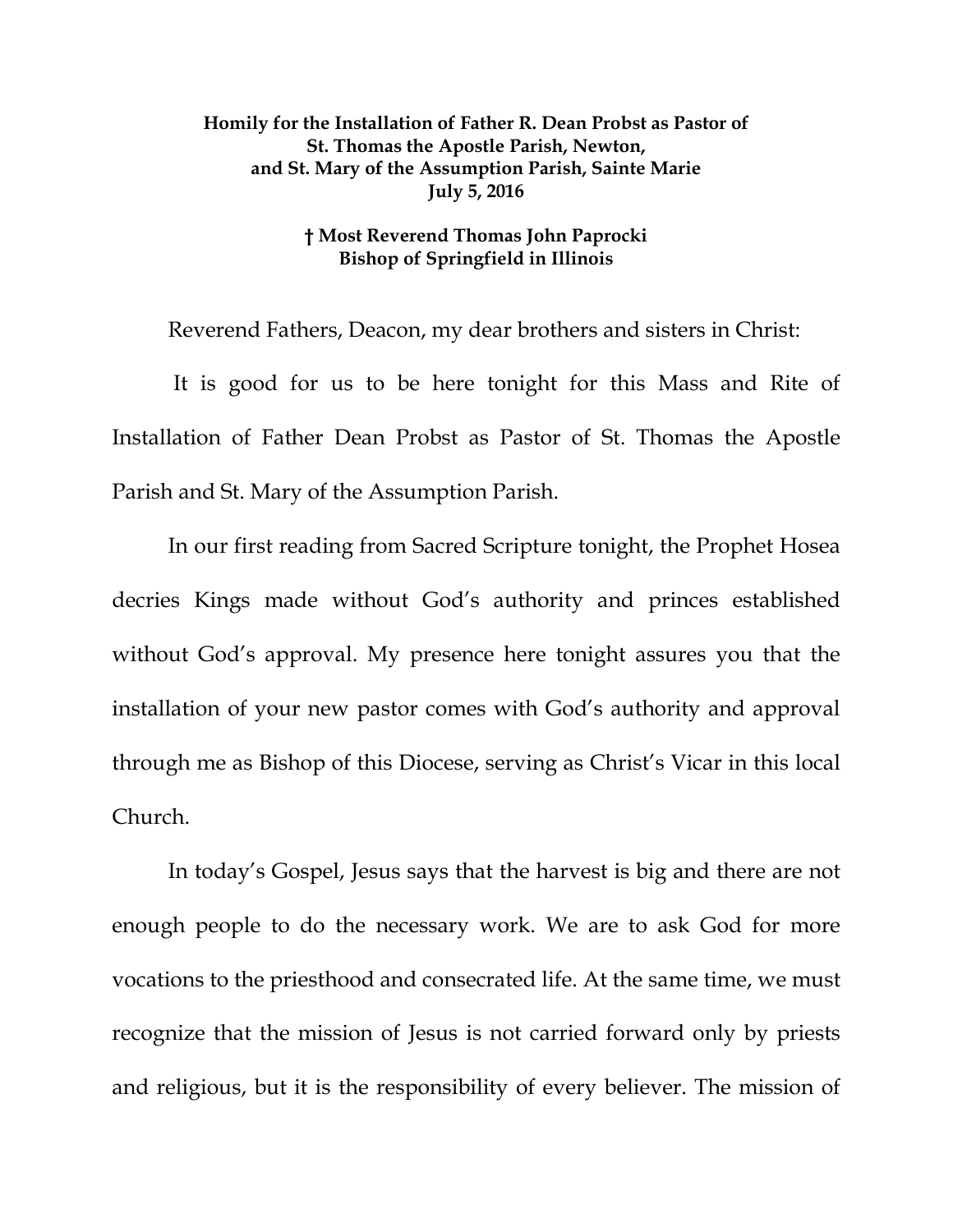**Homily for the Installation of Father R. Dean Probst as Pastor of St. Thomas the Apostle Parish, Newton, and St. Mary of the Assumption Parish, Sainte Marie**
**July 5, 2016**

**† Most Reverend Thomas John Paprocki**
**Bishop of Springfield in Illinois**

Reverend Fathers, Deacon, my dear brothers and sisters in Christ:

It is good for us to be here tonight for this Mass and Rite of Installation of Father Dean Probst as Pastor of St. Thomas the Apostle Parish and St. Mary of the Assumption Parish.

In our first reading from Sacred Scripture tonight, the Prophet Hosea decries Kings made without God's authority and princes established without God's approval. My presence here tonight assures you that the installation of your new pastor comes with God's authority and approval through me as Bishop of this Diocese, serving as Christ's Vicar in this local Church.

In today's Gospel, Jesus says that the harvest is big and there are not enough people to do the necessary work. We are to ask God for more vocations to the priesthood and consecrated life. At the same time, we must recognize that the mission of Jesus is not carried forward only by priests and religious, but it is the responsibility of every believer. The mission of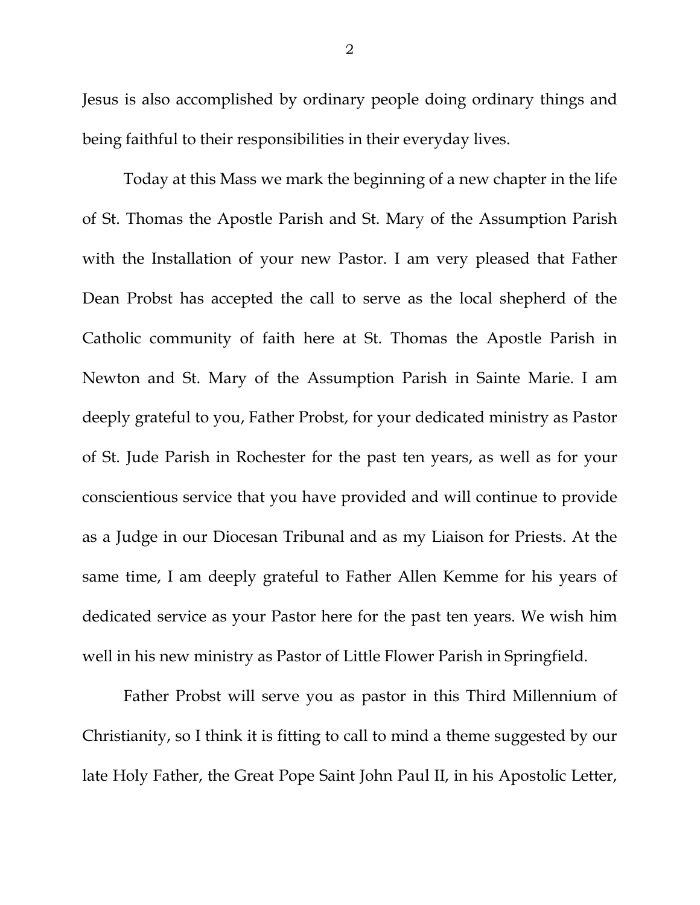Jesus is also accomplished by ordinary people doing ordinary things and being faithful to their responsibilities in their everyday lives.

Today at this Mass we mark the beginning of a new chapter in the life of St. Thomas the Apostle Parish and St. Mary of the Assumption Parish with the Installation of your new Pastor. I am very pleased that Father Dean Probst has accepted the call to serve as the local shepherd of the Catholic community of faith here at St. Thomas the Apostle Parish in Newton and St. Mary of the Assumption Parish in Sainte Marie. I am deeply grateful to you, Father Probst, for your dedicated ministry as Pastor of St. Jude Parish in Rochester for the past ten years, as well as for your conscientious service that you have provided and will continue to provide as a Judge in our Diocesan Tribunal and as my Liaison for Priests. At the same time, I am deeply grateful to Father Allen Kemme for his years of dedicated service as your Pastor here for the past ten years. We wish him well in his new ministry as Pastor of Little Flower Parish in Springfield.

Father Probst will serve you as pastor in this Third Millennium of Christianity, so I think it is fitting to call to mind a theme suggested by our late Holy Father, the Great Pope Saint John Paul II, in his Apostolic Letter,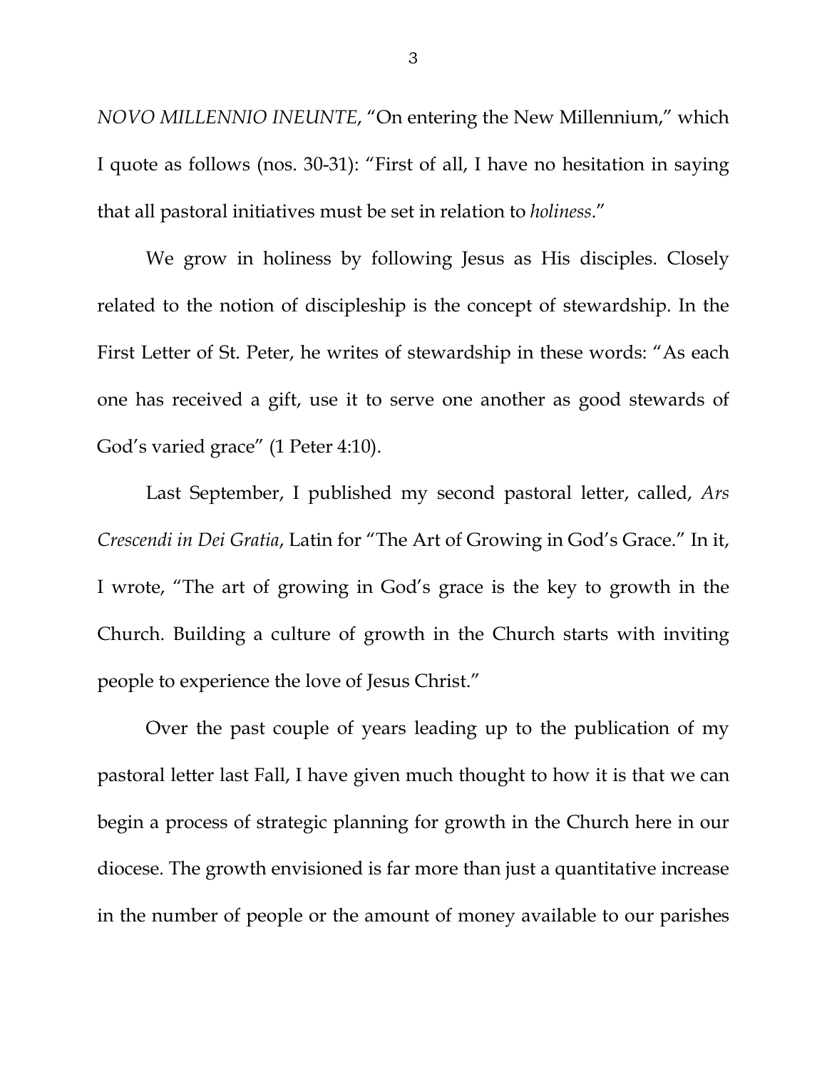*NOVO MILLENNIO INEUNTE*, "On entering the New Millennium," which I quote as follows (nos. 30-31): "First of all, I have no hesitation in saying that all pastoral initiatives must be set in relation to *holiness*."

We grow in holiness by following Jesus as His disciples. Closely related to the notion of discipleship is the concept of stewardship. In the First Letter of St. Peter, he writes of stewardship in these words: "As each one has received a gift, use it to serve one another as good stewards of God's varied grace" (1 Peter 4:10).

Last September, I published my second pastoral letter, called, *Ars Crescendi in Dei Gratia*, Latin for "The Art of Growing in God's Grace." In it, I wrote, "The art of growing in God's grace is the key to growth in the Church. Building a culture of growth in the Church starts with inviting people to experience the love of Jesus Christ."

Over the past couple of years leading up to the publication of my pastoral letter last Fall, I have given much thought to how it is that we can begin a process of strategic planning for growth in the Church here in our diocese. The growth envisioned is far more than just a quantitative increase in the number of people or the amount of money available to our parishes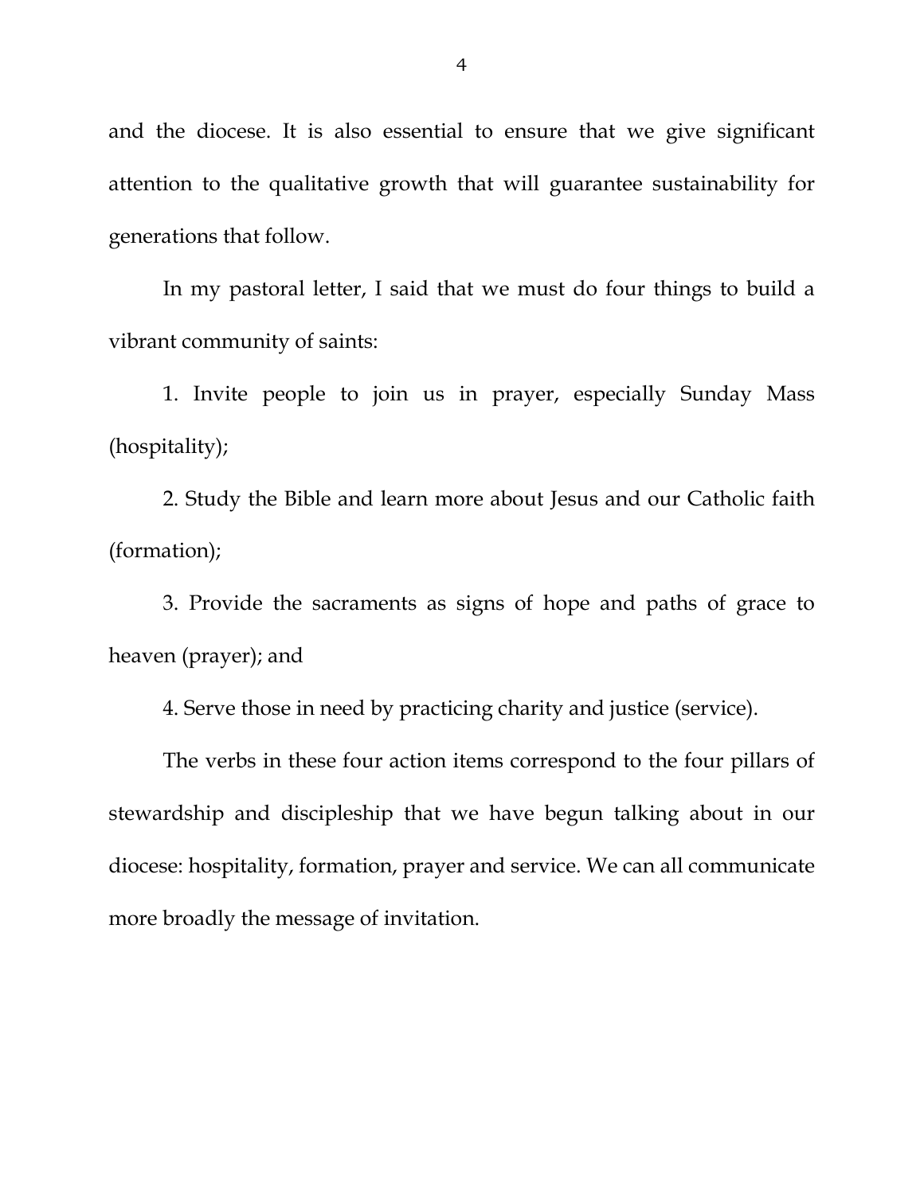and the diocese. It is also essential to ensure that we give significant attention to the qualitative growth that will guarantee sustainability for generations that follow.

In my pastoral letter, I said that we must do four things to build a vibrant community of saints:

1. Invite people to join us in prayer, especially Sunday Mass (hospitality);

2. Study the Bible and learn more about Jesus and our Catholic faith (formation);

3. Provide the sacraments as signs of hope and paths of grace to heaven (prayer); and

4. Serve those in need by practicing charity and justice (service).

The verbs in these four action items correspond to the four pillars of stewardship and discipleship that we have begun talking about in our diocese: hospitality, formation, prayer and service. We can all communicate more broadly the message of invitation.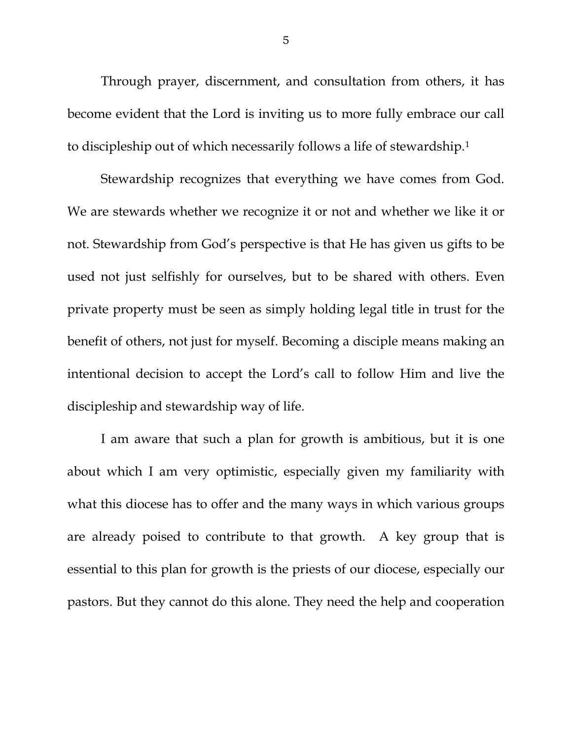Through prayer, discernment, and consultation from others, it has become evident that the Lord is inviting us to more fully embrace our call to discipleship out of which necessarily follows a life of stewardship.[1]

Stewardship recognizes that everything we have comes from God. We are stewards whether we recognize it or not and whether we like it or not. Stewardship from God's perspective is that He has given us gifts to be used not just selfishly for ourselves, but to be shared with others. Even private property must be seen as simply holding legal title in trust for the benefit of others, not just for myself. Becoming a disciple means making an intentional decision to accept the Lord's call to follow Him and live the discipleship and stewardship way of life.

I am aware that such a plan for growth is ambitious, but it is one about which I am very optimistic, especially given my familiarity with what this diocese has to offer and the many ways in which various groups are already poised to contribute to that growth. A key group that is essential to this plan for growth is the priests of our diocese, especially our pastors. But they cannot do this alone. They need the help and cooperation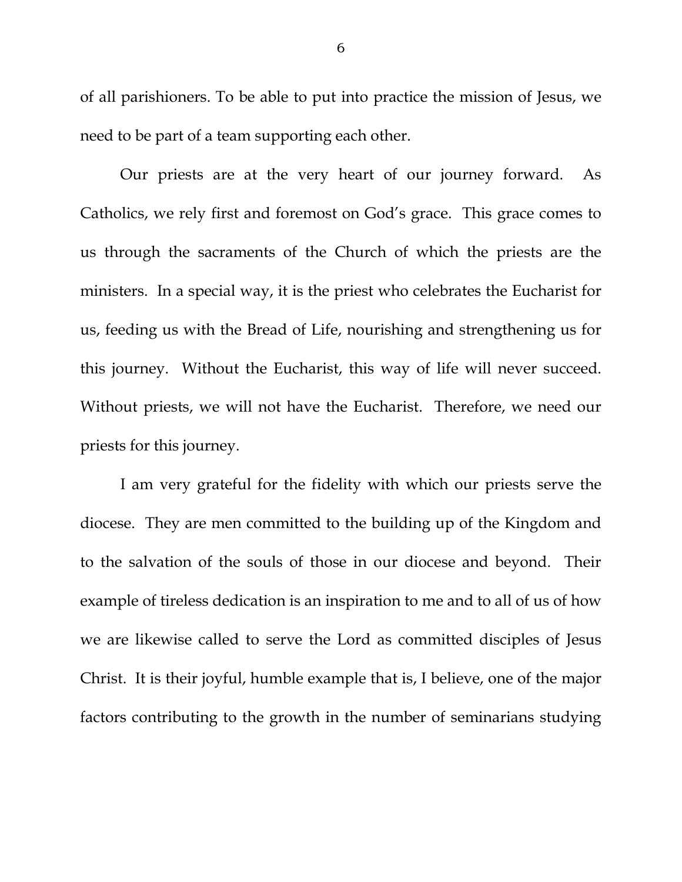of all parishioners. To be able to put into practice the mission of Jesus, we need to be part of a team supporting each other.

Our priests are at the very heart of our journey forward. As Catholics, we rely first and foremost on God's grace. This grace comes to us through the sacraments of the Church of which the priests are the ministers. In a special way, it is the priest who celebrates the Eucharist for us, feeding us with the Bread of Life, nourishing and strengthening us for this journey. Without the Eucharist, this way of life will never succeed. Without priests, we will not have the Eucharist. Therefore, we need our priests for this journey.

I am very grateful for the fidelity with which our priests serve the diocese. They are men committed to the building up of the Kingdom and to the salvation of the souls of those in our diocese and beyond. Their example of tireless dedication is an inspiration to me and to all of us of how we are likewise called to serve the Lord as committed disciples of Jesus Christ. It is their joyful, humble example that is, I believe, one of the major factors contributing to the growth in the number of seminarians studying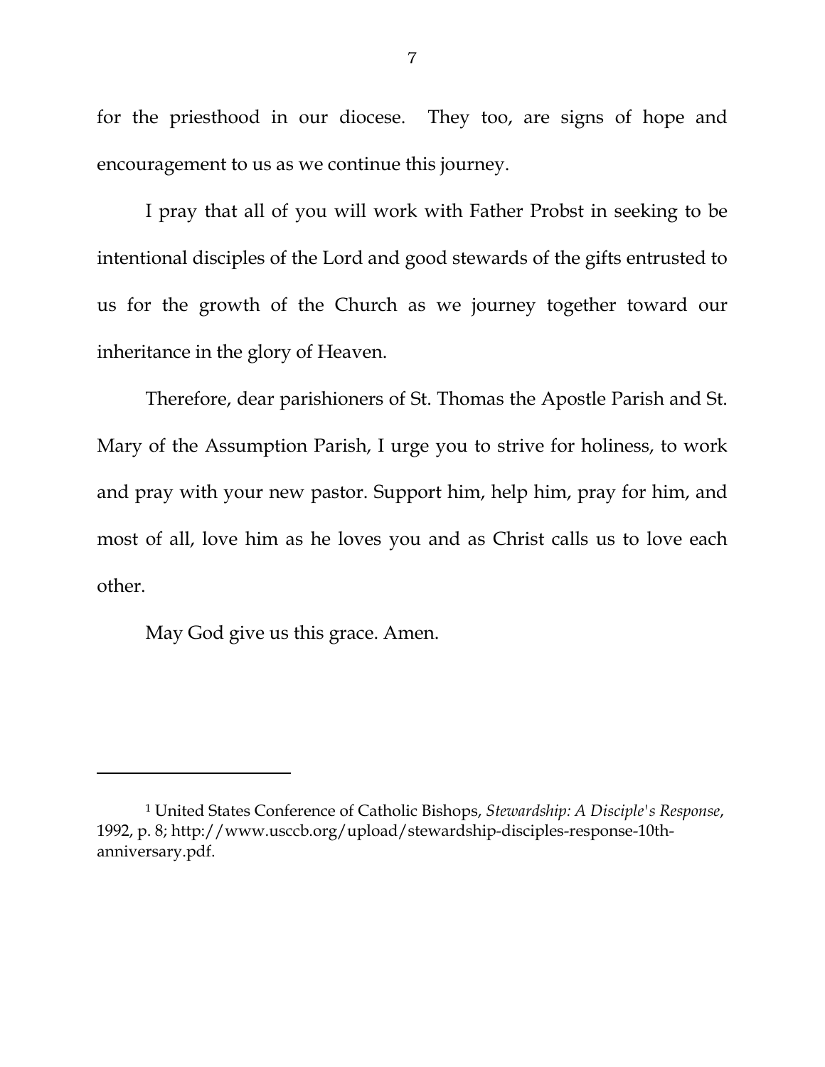for the priesthood in our diocese. They too, are signs of hope and encouragement to us as we continue this journey.

I pray that all of you will work with Father Probst in seeking to be intentional disciples of the Lord and good stewards of the gifts entrusted to us for the growth of the Church as we journey together toward our inheritance in the glory of Heaven.

Therefore, dear parishioners of St. Thomas the Apostle Parish and St. Mary of the Assumption Parish, I urge you to strive for holiness, to work and pray with your new pastor. Support him, help him, pray for him, and most of all, love him as he loves you and as Christ calls us to love each other.

May God give us this grace. Amen.

---

[1] United States Conference of Catholic Bishops, *Stewardship: A Disciple's Response*, 1992, p. 8; http://www.usccb.org/upload/stewardship-disciples-response-10th-anniversary.pdf.